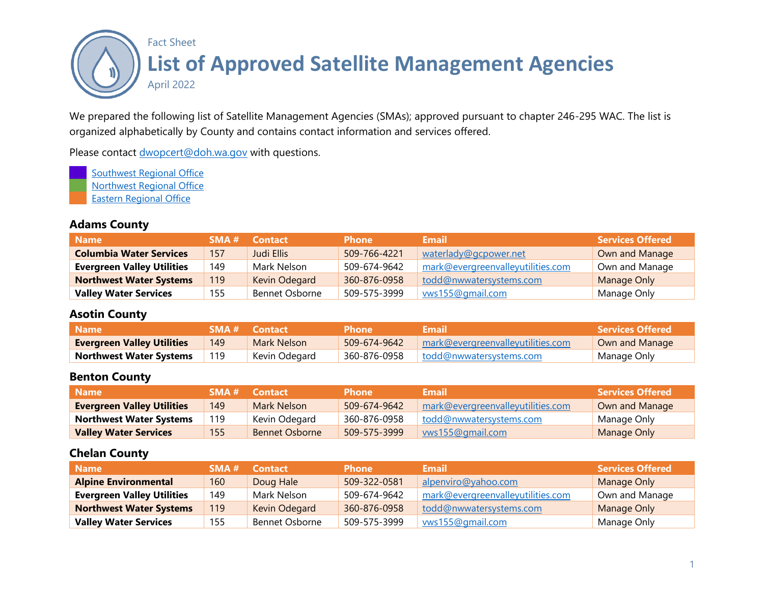Fact Sheet

# List of Approved Satellite Management Agencies

April 2022

We prepared the following list of Satellite Management Agencies (SMAs); approved pursuant to chapter 246-295 WAC. The list is organized alphabetically by County and contains contact information and services offered.

Please contact dwopcert@doh.wa.gov with questions.

- Southwest Regional Office
- Northwest Regional Office
- Eastern Regional Office

## Adams County

| Name | SMA # | Contact | Phone | Email | Services Offered |
|---|---|---|---|---|---|
| **Columbia Water Services** | 157 | Judi Ellis | 509-766-4221 | waterlady@gcpower.net | Own and Manage |
| **Evergreen Valley Utilities** | 149 | Mark Nelson | 509-674-9642 | mark@evergreenvalleyutilities.com | Own and Manage |
| **Northwest Water Systems** | 119 | Kevin Odegard | 360-876-0958 | todd@nwwatersystems.com | Manage Only |
| **Valley Water Services** | 155 | Bennet Osborne | 509-575-3999 | vws155@gmail.com | Manage Only |

## Asotin County

| Name | SMA # | Contact | Phone | Email | Services Offered |
|---|---|---|---|---|---|
| **Evergreen Valley Utilities** | 149 | Mark Nelson | 509-674-9642 | mark@evergreenvalleyutilities.com | Own and Manage |
| **Northwest Water Systems** | 119 | Kevin Odegard | 360-876-0958 | todd@nwwatersystems.com | Manage Only |

## Benton County

| Name | SMA # | Contact | Phone | Email | Services Offered |
|---|---|---|---|---|---|
| **Evergreen Valley Utilities** | 149 | Mark Nelson | 509-674-9642 | mark@evergreenvalleyutilities.com | Own and Manage |
| **Northwest Water Systems** | 119 | Kevin Odegard | 360-876-0958 | todd@nwwatersystems.com | Manage Only |
| **Valley Water Services** | 155 | Bennet Osborne | 509-575-3999 | vws155@gmail.com | Manage Only |

## Chelan County

| Name | SMA # | Contact | Phone | Email | Services Offered |
|---|---|---|---|---|---|
| **Alpine Environmental** | 160 | Doug Hale | 509-322-0581 | alpenviro@yahoo.com | Manage Only |
| **Evergreen Valley Utilities** | 149 | Mark Nelson | 509-674-9642 | mark@evergreenvalleyutilities.com | Own and Manage |
| **Northwest Water Systems** | 119 | Kevin Odegard | 360-876-0958 | todd@nwwatersystems.com | Manage Only |
| **Valley Water Services** | 155 | Bennet Osborne | 509-575-3999 | vws155@gmail.com | Manage Only |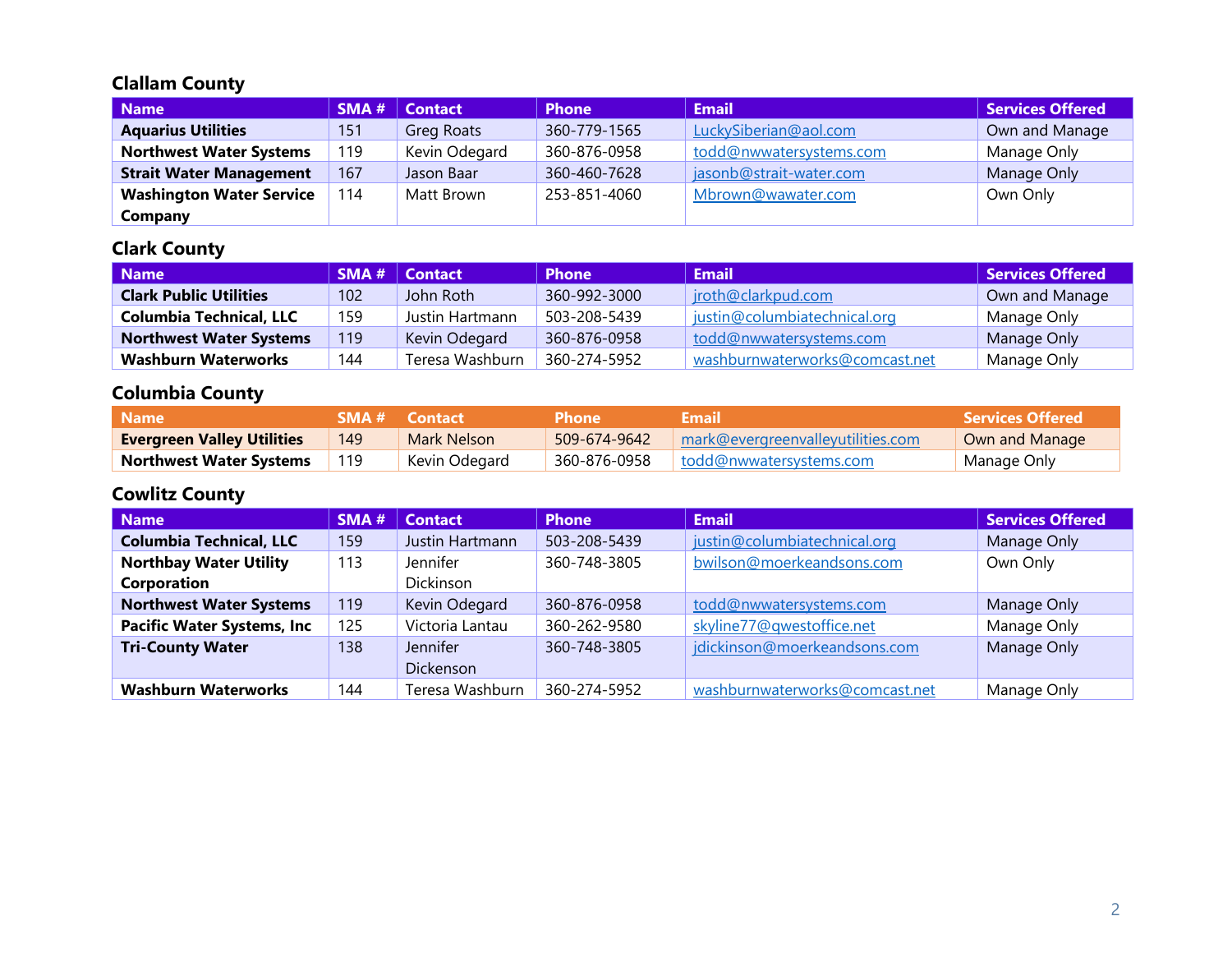## Clallam County

| Name | SMA # | Contact | Phone | Email | Services Offered |
|---|---|---|---|---|---|
| **Aquarius Utilities** | 151 | Greg Roats | 360-779-1565 | LuckySiberian@aol.com | Own and Manage |
| **Northwest Water Systems** | 119 | Kevin Odegard | 360-876-0958 | todd@nwwatersystems.com | Manage Only |
| **Strait Water Management** | 167 | Jason Baar | 360-460-7628 | jasonb@strait-water.com | Manage Only |
| **Washington Water Service Company** | 114 | Matt Brown | 253-851-4060 | Mbrown@wawater.com | Own Only |

## Clark County

| Name | SMA # | Contact | Phone | Email | Services Offered |
|---|---|---|---|---|---|
| **Clark Public Utilities** | 102 | John Roth | 360-992-3000 | jroth@clarkpud.com | Own and Manage |
| **Columbia Technical, LLC** | 159 | Justin Hartmann | 503-208-5439 | justin@columbiatechnical.org | Manage Only |
| **Northwest Water Systems** | 119 | Kevin Odegard | 360-876-0958 | todd@nwwatersystems.com | Manage Only |
| **Washburn Waterworks** | 144 | Teresa Washburn | 360-274-5952 | washburnwaterworks@comcast.net | Manage Only |

## Columbia County

| Name | SMA # | Contact | Phone | Email | Services Offered |
|---|---|---|---|---|---|
| **Evergreen Valley Utilities** | 149 | Mark Nelson | 509-674-9642 | mark@evergreenvalleyutilities.com | Own and Manage |
| **Northwest Water Systems** | 119 | Kevin Odegard | 360-876-0958 | todd@nwwatersystems.com | Manage Only |

## Cowlitz County

| Name | SMA # | Contact | Phone | Email | Services Offered |
|---|---|---|---|---|---|
| **Columbia Technical, LLC** | 159 | Justin Hartmann | 503-208-5439 | justin@columbiatechnical.org | Manage Only |
| **Northbay Water Utility Corporation** | 113 | Jennifer Dickinson | 360-748-3805 | bwilson@moerkeandsons.com | Own Only |
| **Northwest Water Systems** | 119 | Kevin Odegard | 360-876-0958 | todd@nwwatersystems.com | Manage Only |
| **Pacific Water Systems, Inc** | 125 | Victoria Lantau | 360-262-9580 | skyline77@qwestoffice.net | Manage Only |
| **Tri-County Water** | 138 | Jennifer Dickenson | 360-748-3805 | jdickinson@moerkeandsons.com | Manage Only |
| **Washburn Waterworks** | 144 | Teresa Washburn | 360-274-5952 | washburnwaterworks@comcast.net | Manage Only |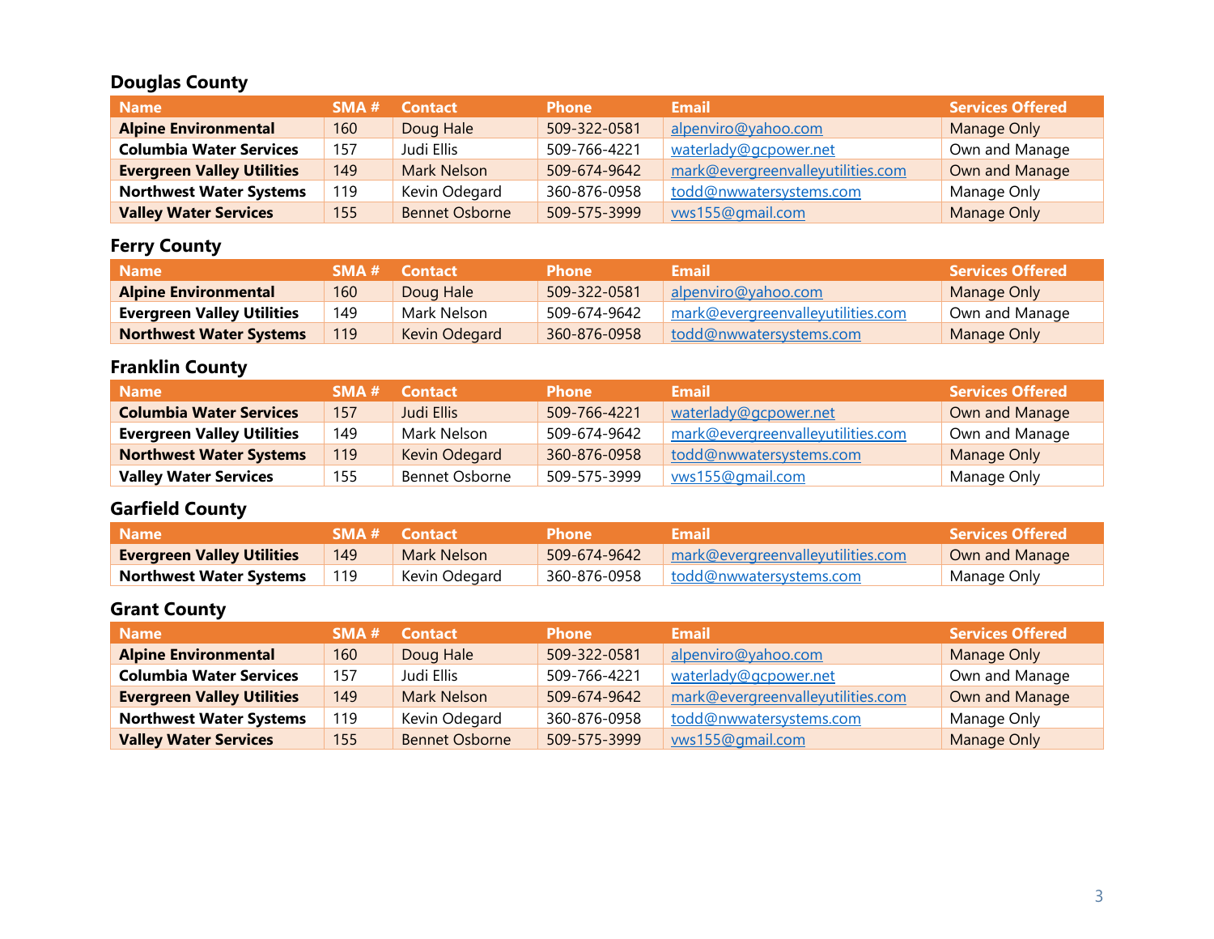## Douglas County

| Name | SMA # | Contact | Phone | Email | Services Offered |
|---|---|---|---|---|---|
| **Alpine Environmental** | 160 | Doug Hale | 509-322-0581 | alpenviro@yahoo.com | Manage Only |
| **Columbia Water Services** | 157 | Judi Ellis | 509-766-4221 | waterlady@gcpower.net | Own and Manage |
| **Evergreen Valley Utilities** | 149 | Mark Nelson | 509-674-9642 | mark@evergreenvalleyutilities.com | Own and Manage |
| **Northwest Water Systems** | 119 | Kevin Odegard | 360-876-0958 | todd@nwwatersystems.com | Manage Only |
| **Valley Water Services** | 155 | Bennet Osborne | 509-575-3999 | vws155@gmail.com | Manage Only |

## Ferry County

| Name | SMA # | Contact | Phone | Email | Services Offered |
|---|---|---|---|---|---|
| **Alpine Environmental** | 160 | Doug Hale | 509-322-0581 | alpenviro@yahoo.com | Manage Only |
| **Evergreen Valley Utilities** | 149 | Mark Nelson | 509-674-9642 | mark@evergreenvalleyutilities.com | Own and Manage |
| **Northwest Water Systems** | 119 | Kevin Odegard | 360-876-0958 | todd@nwwatersystems.com | Manage Only |

## Franklin County

| Name | SMA # | Contact | Phone | Email | Services Offered |
|---|---|---|---|---|---|
| **Columbia Water Services** | 157 | Judi Ellis | 509-766-4221 | waterlady@gcpower.net | Own and Manage |
| **Evergreen Valley Utilities** | 149 | Mark Nelson | 509-674-9642 | mark@evergreenvalleyutilities.com | Own and Manage |
| **Northwest Water Systems** | 119 | Kevin Odegard | 360-876-0958 | todd@nwwatersystems.com | Manage Only |
| **Valley Water Services** | 155 | Bennet Osborne | 509-575-3999 | vws155@gmail.com | Manage Only |

## Garfield County

| Name | SMA # | Contact | Phone | Email | Services Offered |
|---|---|---|---|---|---|
| **Evergreen Valley Utilities** | 149 | Mark Nelson | 509-674-9642 | mark@evergreenvalleyutilities.com | Own and Manage |
| **Northwest Water Systems** | 119 | Kevin Odegard | 360-876-0958 | todd@nwwatersystems.com | Manage Only |

## Grant County

| Name | SMA # | Contact | Phone | Email | Services Offered |
|---|---|---|---|---|---|
| **Alpine Environmental** | 160 | Doug Hale | 509-322-0581 | alpenviro@yahoo.com | Manage Only |
| **Columbia Water Services** | 157 | Judi Ellis | 509-766-4221 | waterlady@gcpower.net | Own and Manage |
| **Evergreen Valley Utilities** | 149 | Mark Nelson | 509-674-9642 | mark@evergreenvalleyutilities.com | Own and Manage |
| **Northwest Water Systems** | 119 | Kevin Odegard | 360-876-0958 | todd@nwwatersystems.com | Manage Only |
| **Valley Water Services** | 155 | Bennet Osborne | 509-575-3999 | vws155@gmail.com | Manage Only |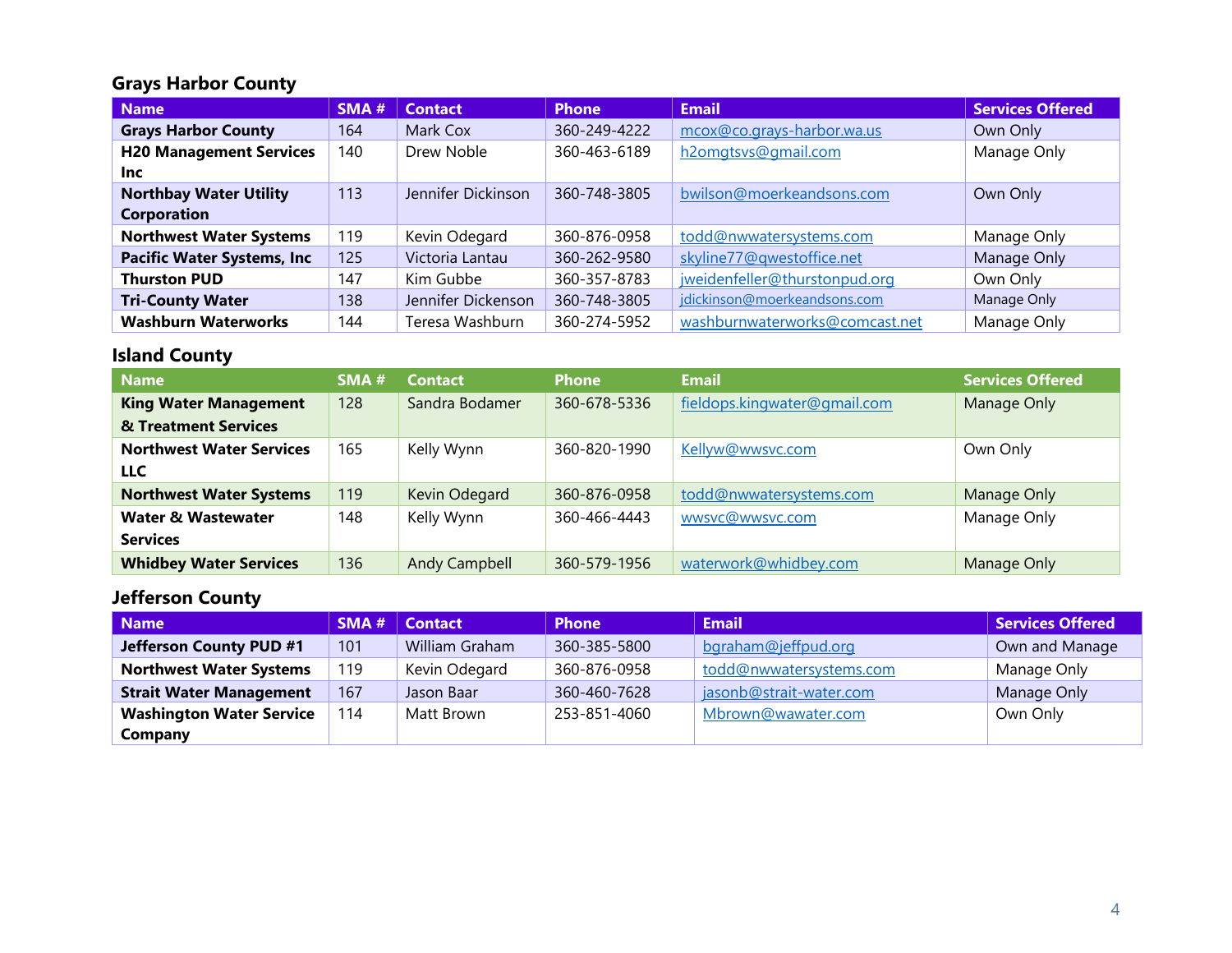## Grays Harbor County

| Name | SMA # | Contact | Phone | Email | Services Offered |
|---|---|---|---|---|---|
| **Grays Harbor County** | 164 | Mark Cox | 360-249-4222 | mcox@co.grays-harbor.wa.us | Own Only |
| **H20 Management Services Inc** | 140 | Drew Noble | 360-463-6189 | h2omgtsvs@gmail.com | Manage Only |
| **Northbay Water Utility Corporation** | 113 | Jennifer Dickinson | 360-748-3805 | bwilson@moerkeandsons.com | Own Only |
| **Northwest Water Systems** | 119 | Kevin Odegard | 360-876-0958 | todd@nwwatersystems.com | Manage Only |
| **Pacific Water Systems, Inc** | 125 | Victoria Lantau | 360-262-9580 | skyline77@qwestoffice.net | Manage Only |
| **Thurston PUD** | 147 | Kim Gubbe | 360-357-8783 | jweidenfeller@thurstonpud.org | Own Only |
| **Tri-County Water** | 138 | Jennifer Dickenson | 360-748-3805 | jdickinson@moerkeandsons.com | Manage Only |
| **Washburn Waterworks** | 144 | Teresa Washburn | 360-274-5952 | washburnwaterworks@comcast.net | Manage Only |

## Island County

| Name | SMA # | Contact | Phone | Email | Services Offered |
|---|---|---|---|---|---|
| **King Water Management & Treatment Services** | 128 | Sandra Bodamer | 360-678-5336 | fieldops.kingwater@gmail.com | Manage Only |
| **Northwest Water Services LLC** | 165 | Kelly Wynn | 360-820-1990 | Kellyw@wwsvc.com | Own Only |
| **Northwest Water Systems** | 119 | Kevin Odegard | 360-876-0958 | todd@nwwatersystems.com | Manage Only |
| **Water & Wastewater Services** | 148 | Kelly Wynn | 360-466-4443 | wwsvc@wwsvc.com | Manage Only |
| **Whidbey Water Services** | 136 | Andy Campbell | 360-579-1956 | waterwork@whidbey.com | Manage Only |

## Jefferson County

| Name | SMA # | Contact | Phone | Email | Services Offered |
|---|---|---|---|---|---|
| **Jefferson County PUD #1** | 101 | William Graham | 360-385-5800 | bgraham@jeffpud.org | Own and Manage |
| **Northwest Water Systems** | 119 | Kevin Odegard | 360-876-0958 | todd@nwwatersystems.com | Manage Only |
| **Strait Water Management** | 167 | Jason Baar | 360-460-7628 | jasonb@strait-water.com | Manage Only |
| **Washington Water Service Company** | 114 | Matt Brown | 253-851-4060 | Mbrown@wawater.com | Own Only |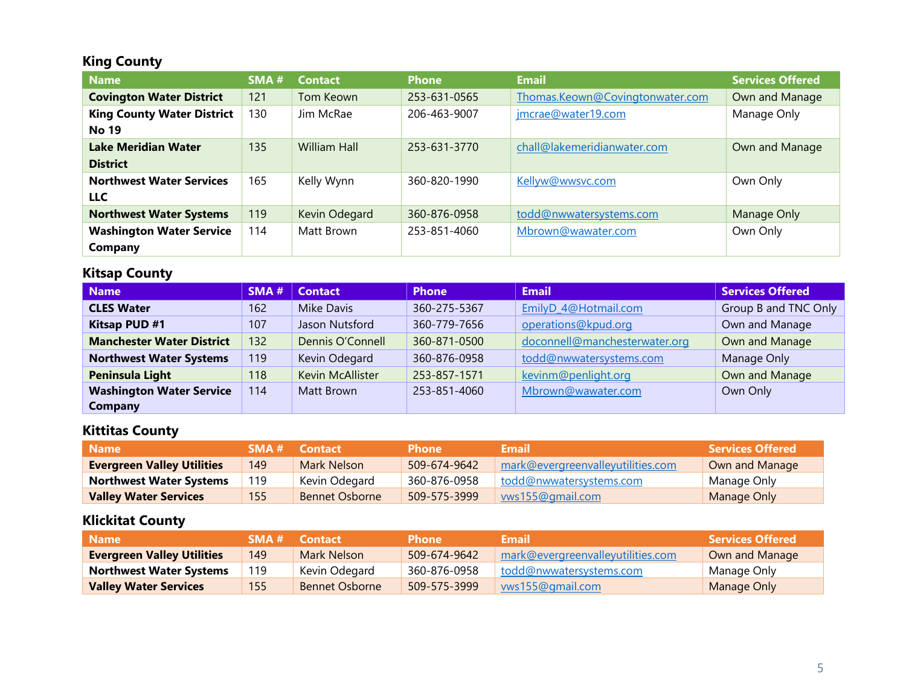## King County

| Name | SMA # | Contact | Phone | Email | Services Offered |
|---|---|---|---|---|---|
| **Covington Water District** | 121 | Tom Keown | 253-631-0565 | Thomas.Keown@Covingtonwater.com | Own and Manage |
| **King County Water District No 19** | 130 | Jim McRae | 206-463-9007 | jmcrae@water19.com | Manage Only |
| **Lake Meridian Water District** | 135 | William Hall | 253-631-3770 | chall@lakemeridianwater.com | Own and Manage |
| **Northwest Water Services LLC** | 165 | Kelly Wynn | 360-820-1990 | Kellyw@wwsvc.com | Own Only |
| **Northwest Water Systems** | 119 | Kevin Odegard | 360-876-0958 | todd@nwwatersystems.com | Manage Only |
| **Washington Water Service Company** | 114 | Matt Brown | 253-851-4060 | Mbrown@wawater.com | Own Only |

## Kitsap County

| Name | SMA # | Contact | Phone | Email | Services Offered |
|---|---|---|---|---|---|
| **CLES Water** | 162 | Mike Davis | 360-275-5367 | EmilyD_4@Hotmail.com | Group B and TNC Only |
| **Kitsap PUD #1** | 107 | Jason Nutsford | 360-779-7656 | operations@kpud.org | Own and Manage |
| **Manchester Water District** | 132 | Dennis O'Connell | 360-871-0500 | doconnell@manchesterwater.org | Own and Manage |
| **Northwest Water Systems** | 119 | Kevin Odegard | 360-876-0958 | todd@nwwatersystems.com | Manage Only |
| **Peninsula Light** | 118 | Kevin McAllister | 253-857-1571 | kevinm@penlight.org | Own and Manage |
| **Washington Water Service Company** | 114 | Matt Brown | 253-851-4060 | Mbrown@wawater.com | Own Only |

## Kittitas County

| Name | SMA # | Contact | Phone | Email | Services Offered |
|---|---|---|---|---|---|
| **Evergreen Valley Utilities** | 149 | Mark Nelson | 509-674-9642 | mark@evergreenvalleyutilities.com | Own and Manage |
| **Northwest Water Systems** | 119 | Kevin Odegard | 360-876-0958 | todd@nwwatersystems.com | Manage Only |
| **Valley Water Services** | 155 | Bennet Osborne | 509-575-3999 | vws155@gmail.com | Manage Only |

## Klickitat County

| Name | SMA # | Contact | Phone | Email | Services Offered |
|---|---|---|---|---|---|
| **Evergreen Valley Utilities** | 149 | Mark Nelson | 509-674-9642 | mark@evergreenvalleyutilities.com | Own and Manage |
| **Northwest Water Systems** | 119 | Kevin Odegard | 360-876-0958 | todd@nwwatersystems.com | Manage Only |
| **Valley Water Services** | 155 | Bennet Osborne | 509-575-3999 | vws155@gmail.com | Manage Only |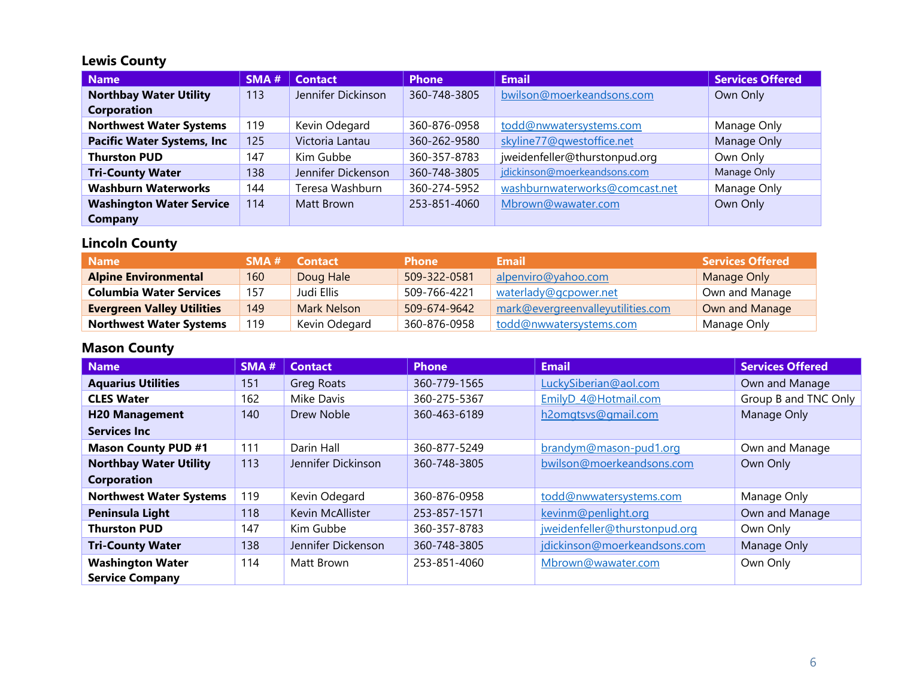### Lewis County

| Name | SMA # | Contact | Phone | Email | Services Offered |
|---|---|---|---|---|---|
| **Northbay Water Utility Corporation** | 113 | Jennifer Dickinson | 360-748-3805 | bwilson@moerkeandsons.com | Own Only |
| **Northwest Water Systems** | 119 | Kevin Odegard | 360-876-0958 | todd@nwwatersystems.com | Manage Only |
| **Pacific Water Systems, Inc** | 125 | Victoria Lantau | 360-262-9580 | skyline77@qwestoffice.net | Manage Only |
| **Thurston PUD** | 147 | Kim Gubbe | 360-357-8783 | jweidenfeller@thurstonpud.org | Own Only |
| **Tri-County Water** | 138 | Jennifer Dickenson | 360-748-3805 | jdickinson@moerkeandsons.com | Manage Only |
| **Washburn Waterworks** | 144 | Teresa Washburn | 360-274-5952 | washburnwaterworks@comcast.net | Manage Only |
| **Washington Water Service Company** | 114 | Matt Brown | 253-851-4060 | Mbrown@wawater.com | Own Only |

### Lincoln County

| Name | SMA # | Contact | Phone | Email | Services Offered |
|---|---|---|---|---|---|
| **Alpine Environmental** | 160 | Doug Hale | 509-322-0581 | alpenviro@yahoo.com | Manage Only |
| **Columbia Water Services** | 157 | Judi Ellis | 509-766-4221 | waterlady@gcpower.net | Own and Manage |
| **Evergreen Valley Utilities** | 149 | Mark Nelson | 509-674-9642 | mark@evergreenvalleyutilities.com | Own and Manage |
| **Northwest Water Systems** | 119 | Kevin Odegard | 360-876-0958 | todd@nwwatersystems.com | Manage Only |

### Mason County

| Name | SMA # | Contact | Phone | Email | Services Offered |
|---|---|---|---|---|---|
| **Aquarius Utilities** | 151 | Greg Roats | 360-779-1565 | LuckySiberian@aol.com | Own and Manage |
| **CLES Water** | 162 | Mike Davis | 360-275-5367 | EmilyD_4@Hotmail.com | Group B and TNC Only |
| **H20 Management Services Inc** | 140 | Drew Noble | 360-463-6189 | h2omgtsvs@gmail.com | Manage Only |
| **Mason County PUD #1** | 111 | Darin Hall | 360-877-5249 | brandym@mason-pud1.org | Own and Manage |
| **Northbay Water Utility Corporation** | 113 | Jennifer Dickinson | 360-748-3805 | bwilson@moerkeandsons.com | Own Only |
| **Northwest Water Systems** | 119 | Kevin Odegard | 360-876-0958 | todd@nwwatersystems.com | Manage Only |
| **Peninsula Light** | 118 | Kevin McAllister | 253-857-1571 | kevinm@penlight.org | Own and Manage |
| **Thurston PUD** | 147 | Kim Gubbe | 360-357-8783 | jweidenfeller@thurstonpud.org | Own Only |
| **Tri-County Water** | 138 | Jennifer Dickenson | 360-748-3805 | jdickinson@moerkeandsons.com | Manage Only |
| **Washington Water Service Company** | 114 | Matt Brown | 253-851-4060 | Mbrown@wawater.com | Own Only |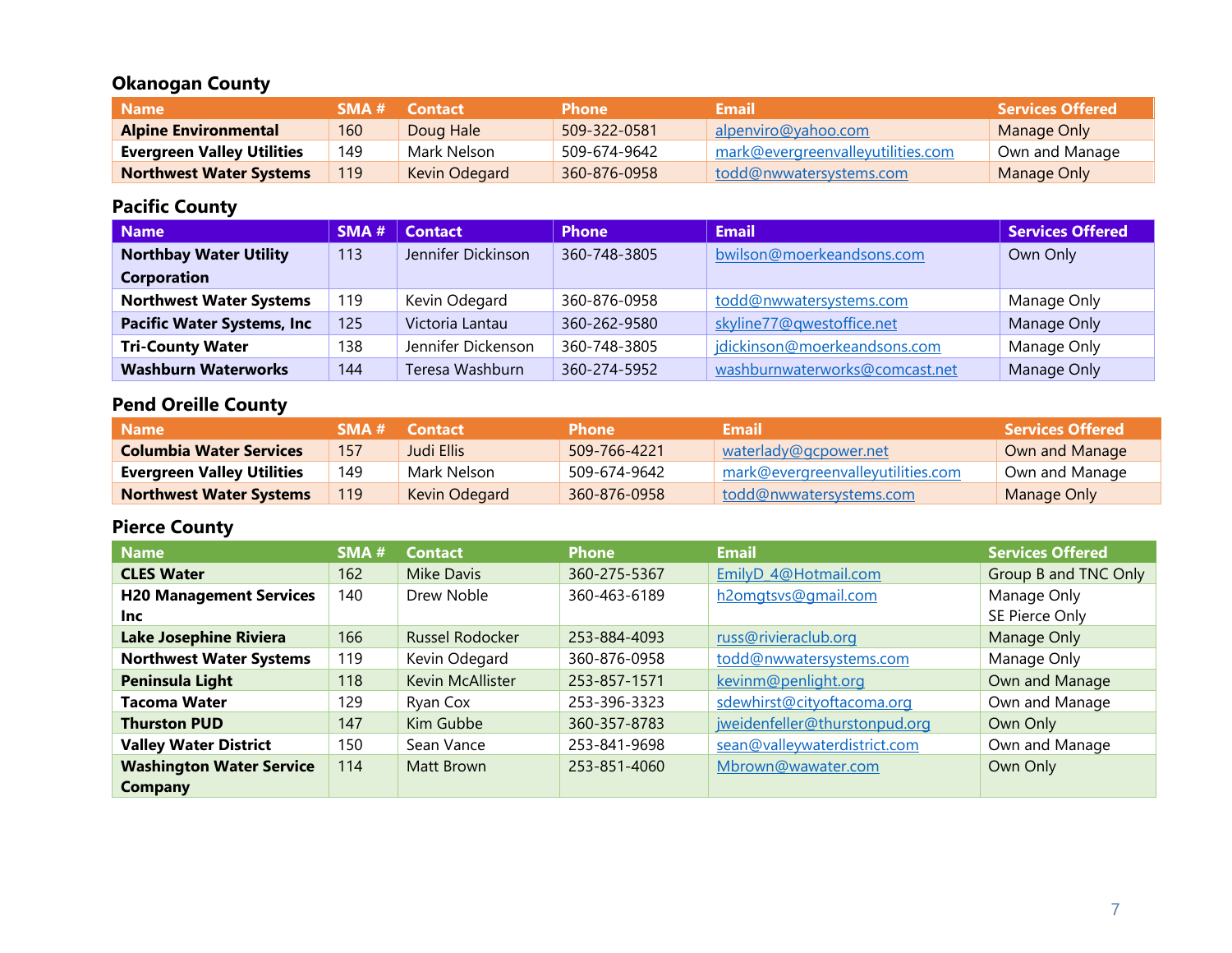### Okanogan County

| Name | SMA # | Contact | Phone | Email | Services Offered |
|---|---|---|---|---|---|
| **Alpine Environmental** | 160 | Doug Hale | 509-322-0581 | alpenviro@yahoo.com | Manage Only |
| **Evergreen Valley Utilities** | 149 | Mark Nelson | 509-674-9642 | mark@evergreenvalleyutilities.com | Own and Manage |
| **Northwest Water Systems** | 119 | Kevin Odegard | 360-876-0958 | todd@nwwatersystems.com | Manage Only |

### Pacific County

| Name | SMA # | Contact | Phone | Email | Services Offered |
|---|---|---|---|---|---|
| **Northbay Water Utility Corporation** | 113 | Jennifer Dickinson | 360-748-3805 | bwilson@moerkeandsons.com | Own Only |
| **Northwest Water Systems** | 119 | Kevin Odegard | 360-876-0958 | todd@nwwatersystems.com | Manage Only |
| **Pacific Water Systems, Inc** | 125 | Victoria Lantau | 360-262-9580 | skyline77@qwestoffice.net | Manage Only |
| **Tri-County Water** | 138 | Jennifer Dickenson | 360-748-3805 | jdickinson@moerkeandsons.com | Manage Only |
| **Washburn Waterworks** | 144 | Teresa Washburn | 360-274-5952 | washburnwaterworks@comcast.net | Manage Only |

### Pend Oreille County

| Name | SMA # | Contact | Phone | Email | Services Offered |
|---|---|---|---|---|---|
| **Columbia Water Services** | 157 | Judi Ellis | 509-766-4221 | waterlady@gcpower.net | Own and Manage |
| **Evergreen Valley Utilities** | 149 | Mark Nelson | 509-674-9642 | mark@evergreenvalleyutilities.com | Own and Manage |
| **Northwest Water Systems** | 119 | Kevin Odegard | 360-876-0958 | todd@nwwatersystems.com | Manage Only |

### Pierce County

| Name | SMA # | Contact | Phone | Email | Services Offered |
|---|---|---|---|---|---|
| **CLES Water** | 162 | Mike Davis | 360-275-5367 | EmilyD_4@Hotmail.com | Group B and TNC Only |
| **H20 Management Services Inc** | 140 | Drew Noble | 360-463-6189 | h2omgtsvs@gmail.com | Manage Only SE Pierce Only |
| **Lake Josephine Riviera** | 166 | Russel Rodocker | 253-884-4093 | russ@rivieraclub.org | Manage Only |
| **Northwest Water Systems** | 119 | Kevin Odegard | 360-876-0958 | todd@nwwatersystems.com | Manage Only |
| **Peninsula Light** | 118 | Kevin McAllister | 253-857-1571 | kevinm@penlight.org | Own and Manage |
| **Tacoma Water** | 129 | Ryan Cox | 253-396-3323 | sdewhirst@cityoftacoma.org | Own and Manage |
| **Thurston PUD** | 147 | Kim Gubbe | 360-357-8783 | jweidenfeller@thurstonpud.org | Own Only |
| **Valley Water District** | 150 | Sean Vance | 253-841-9698 | sean@valleywaterdistrict.com | Own and Manage |
| **Washington Water Service Company** | 114 | Matt Brown | 253-851-4060 | Mbrown@wawater.com | Own Only |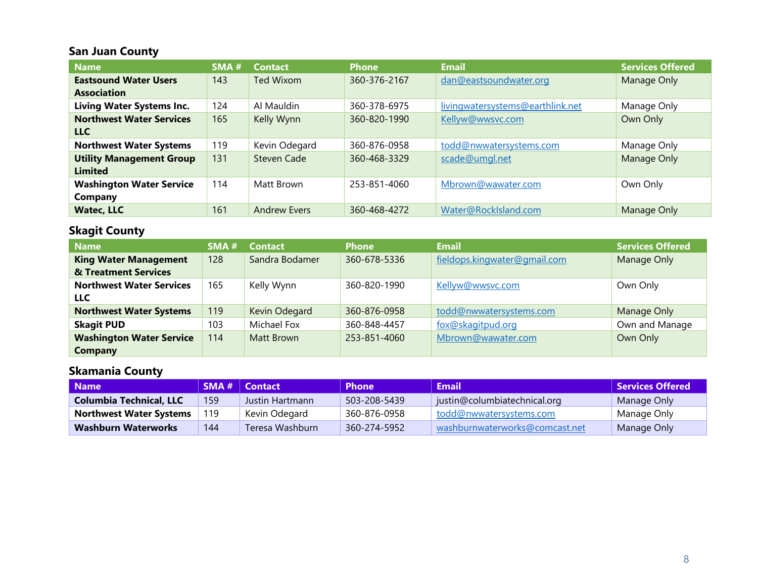## San Juan County

| Name | SMA # | Contact | Phone | Email | Services Offered |
|---|---|---|---|---|---|
| **Eastsound Water Users Association** | 143 | Ted Wixom | 360-376-2167 | dan@eastsoundwater.org | Manage Only |
| **Living Water Systems Inc.** | 124 | Al Mauldin | 360-378-6975 | livingwatersystems@earthlink.net | Manage Only |
| **Northwest Water Services LLC** | 165 | Kelly Wynn | 360-820-1990 | Kellyw@wwsvc.com | Own Only |
| **Northwest Water Systems** | 119 | Kevin Odegard | 360-876-0958 | todd@nwwatersystems.com | Manage Only |
| **Utility Management Group Limited** | 131 | Steven Cade | 360-468-3329 | scade@umgl.net | Manage Only |
| **Washington Water Service Company** | 114 | Matt Brown | 253-851-4060 | Mbrown@wawater.com | Own Only |
| **Watec, LLC** | 161 | Andrew Evers | 360-468-4272 | Water@RockIsland.com | Manage Only |

## Skagit County

| Name | SMA # | Contact | Phone | Email | Services Offered |
|---|---|---|---|---|---|
| **King Water Management & Treatment Services** | 128 | Sandra Bodamer | 360-678-5336 | fieldops.kingwater@gmail.com | Manage Only |
| **Northwest Water Services LLC** | 165 | Kelly Wynn | 360-820-1990 | Kellyw@wwsvc.com | Own Only |
| **Northwest Water Systems** | 119 | Kevin Odegard | 360-876-0958 | todd@nwwatersystems.com | Manage Only |
| **Skagit PUD** | 103 | Michael Fox | 360-848-4457 | fox@skagitpud.org | Own and Manage |
| **Washington Water Service Company** | 114 | Matt Brown | 253-851-4060 | Mbrown@wawater.com | Own Only |

## Skamania County

| Name | SMA # | Contact | Phone | Email | Services Offered |
|---|---|---|---|---|---|
| **Columbia Technical, LLC** | 159 | Justin Hartmann | 503-208-5439 | justin@columbiatechnical.org | Manage Only |
| **Northwest Water Systems** | 119 | Kevin Odegard | 360-876-0958 | todd@nwwatersystems.com | Manage Only |
| **Washburn Waterworks** | 144 | Teresa Washburn | 360-274-5952 | washburnwaterworks@comcast.net | Manage Only |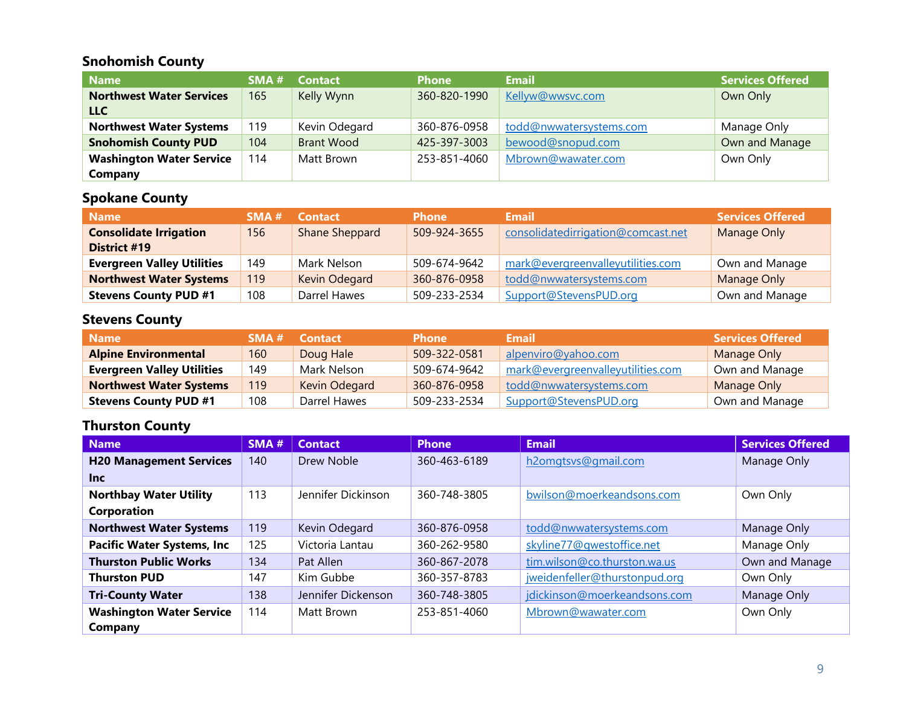## Snohomish County

| Name | SMA # | Contact | Phone | Email | Services Offered |
|---|---|---|---|---|---|
| **Northwest Water Services LLC** | 165 | Kelly Wynn | 360-820-1990 | Kellyw@wwsvc.com | Own Only |
| **Northwest Water Systems** | 119 | Kevin Odegard | 360-876-0958 | todd@nwwatersystems.com | Manage Only |
| **Snohomish County PUD** | 104 | Brant Wood | 425-397-3003 | bewood@snopud.com | Own and Manage |
| **Washington Water Service Company** | 114 | Matt Brown | 253-851-4060 | Mbrown@wawater.com | Own Only |

## Spokane County

| Name | SMA # | Contact | Phone | Email | Services Offered |
|---|---|---|---|---|---|
| **Consolidate Irrigation District #19** | 156 | Shane Sheppard | 509-924-3655 | consolidatedirrigation@comcast.net | Manage Only |
| **Evergreen Valley Utilities** | 149 | Mark Nelson | 509-674-9642 | mark@evergreenvalleyutilities.com | Own and Manage |
| **Northwest Water Systems** | 119 | Kevin Odegard | 360-876-0958 | todd@nwwatersystems.com | Manage Only |
| **Stevens County PUD #1** | 108 | Darrel Hawes | 509-233-2534 | Support@StevensPUD.org | Own and Manage |

## Stevens County

| Name | SMA # | Contact | Phone | Email | Services Offered |
|---|---|---|---|---|---|
| **Alpine Environmental** | 160 | Doug Hale | 509-322-0581 | alpenviro@yahoo.com | Manage Only |
| **Evergreen Valley Utilities** | 149 | Mark Nelson | 509-674-9642 | mark@evergreenvalleyutilities.com | Own and Manage |
| **Northwest Water Systems** | 119 | Kevin Odegard | 360-876-0958 | todd@nwwatersystems.com | Manage Only |
| **Stevens County PUD #1** | 108 | Darrel Hawes | 509-233-2534 | Support@StevensPUD.org | Own and Manage |

## Thurston County

| Name | SMA # | Contact | Phone | Email | Services Offered |
|---|---|---|---|---|---|
| **H20 Management Services Inc** | 140 | Drew Noble | 360-463-6189 | h2omgtsvs@gmail.com | Manage Only |
| **Northbay Water Utility Corporation** | 113 | Jennifer Dickinson | 360-748-3805 | bwilson@moerkeandsons.com | Own Only |
| **Northwest Water Systems** | 119 | Kevin Odegard | 360-876-0958 | todd@nwwatersystems.com | Manage Only |
| **Pacific Water Systems, Inc** | 125 | Victoria Lantau | 360-262-9580 | skyline77@qwestoffice.net | Manage Only |
| **Thurston Public Works** | 134 | Pat Allen | 360-867-2078 | tim.wilson@co.thurston.wa.us | Own and Manage |
| **Thurston PUD** | 147 | Kim Gubbe | 360-357-8783 | jweidenfeller@thurstonpud.org | Own Only |
| **Tri-County Water** | 138 | Jennifer Dickenson | 360-748-3805 | jdickinson@moerkeandsons.com | Manage Only |
| **Washington Water Service Company** | 114 | Matt Brown | 253-851-4060 | Mbrown@wawater.com | Own Only |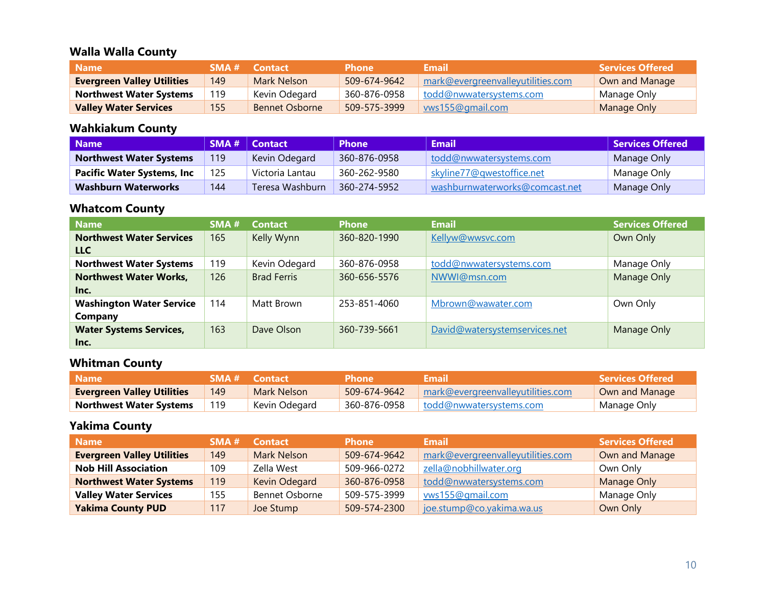## Walla Walla County

| Name | SMA # | Contact | Phone | Email | Services Offered |
|---|---|---|---|---|---|
| **Evergreen Valley Utilities** | 149 | Mark Nelson | 509-674-9642 | mark@evergreenvalleyutilities.com | Own and Manage |
| **Northwest Water Systems** | 119 | Kevin Odegard | 360-876-0958 | todd@nwwatersystems.com | Manage Only |
| **Valley Water Services** | 155 | Bennet Osborne | 509-575-3999 | vws155@gmail.com | Manage Only |

## Wahkiakum County

| Name | SMA # | Contact | Phone | Email | Services Offered |
|---|---|---|---|---|---|
| **Northwest Water Systems** | 119 | Kevin Odegard | 360-876-0958 | todd@nwwatersystems.com | Manage Only |
| **Pacific Water Systems, Inc** | 125 | Victoria Lantau | 360-262-9580 | skyline77@qwestoffice.net | Manage Only |
| **Washburn Waterworks** | 144 | Teresa Washburn | 360-274-5952 | washburnwaterworks@comcast.net | Manage Only |

## Whatcom County

| Name | SMA # | Contact | Phone | Email | Services Offered |
|---|---|---|---|---|---|
| **Northwest Water Services LLC** | 165 | Kelly Wynn | 360-820-1990 | Kellyw@wwsvc.com | Own Only |
| **Northwest Water Systems** | 119 | Kevin Odegard | 360-876-0958 | todd@nwwatersystems.com | Manage Only |
| **Northwest Water Works, Inc.** | 126 | Brad Ferris | 360-656-5576 | NWWI@msn.com | Manage Only |
| **Washington Water Service Company** | 114 | Matt Brown | 253-851-4060 | Mbrown@wawater.com | Own Only |
| **Water Systems Services, Inc.** | 163 | Dave Olson | 360-739-5661 | David@watersystemservices.net | Manage Only |

## Whitman County

| Name | SMA # | Contact | Phone | Email | Services Offered |
|---|---|---|---|---|---|
| **Evergreen Valley Utilities** | 149 | Mark Nelson | 509-674-9642 | mark@evergreenvalleyutilities.com | Own and Manage |
| **Northwest Water Systems** | 119 | Kevin Odegard | 360-876-0958 | todd@nwwatersystems.com | Manage Only |

## Yakima County

| Name | SMA # | Contact | Phone | Email | Services Offered |
|---|---|---|---|---|---|
| **Evergreen Valley Utilities** | 149 | Mark Nelson | 509-674-9642 | mark@evergreenvalleyutilities.com | Own and Manage |
| **Nob Hill Association** | 109 | Zella West | 509-966-0272 | zella@nobhillwater.org | Own Only |
| **Northwest Water Systems** | 119 | Kevin Odegard | 360-876-0958 | todd@nwwatersystems.com | Manage Only |
| **Valley Water Services** | 155 | Bennet Osborne | 509-575-3999 | vws155@gmail.com | Manage Only |
| **Yakima County PUD** | 117 | Joe Stump | 509-574-2300 | joe.stump@co.yakima.wa.us | Own Only |